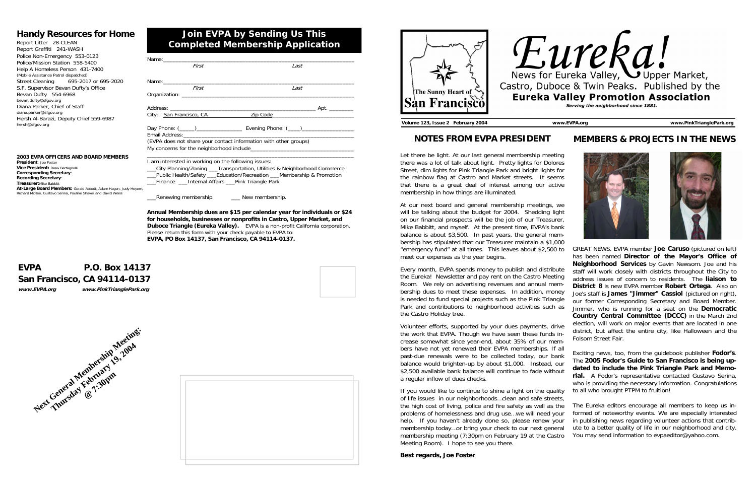## Handy Resources for Home

Report Litter 28-CLEAN
Report Graffiti 241-WASH
Police Non-Emergency 553-0123
Police/Mission Station 558-5400
Help A Homeless Person 431-7400
(Mobile Assistance Patrol dispatched)
Street Cleaning 695-2017 or 695-2020
S.F. Supervisor Bevan Dufty's Office
Bevan Dufty 554-6968
bevan.dufty@sfgov.org
Diana Parker, Chief of Staff
diana.parker@sfgov.org
Hersh Al-Barazi, Deputy Chief 559-6987
hersh@sfgov.org

**2003 EVPA OFFICERS AND BOARD MEMBERS**

**President**: Joe Foster
**Vice President:** Drew Bertagnolli
**Corresponding Secretary**:
**Recording Secretary**:
**Treasurer:** Mike Babbitt
**At-Large Board Members:** Gerald Abbott, Adam Hagen, Judy Hoyem, Richard McRee, Gustavo Serina, Pauline Shaver and David Weiss

## Join EVPA by Sending Us This Completed Membership Application

Name:\_\_\_\_\_\_\_\_\_\_\_\_\_\_\_\_\_\_\_\_\_\_\_\_\_\_\_\_\_\_\_\_\_\_\_\_\_\_\_\_
*First* *Last*

Name:\_\_\_\_\_\_\_\_\_\_\_\_\_\_\_\_\_\_\_\_\_\_\_\_\_\_\_\_\_\_\_\_\_\_\_\_\_\_\_\_
*First* *Last*

Organization: \_\_\_\_\_\_\_\_\_\_\_\_\_\_\_\_\_\_\_\_\_\_\_\_\_\_\_\_\_\_\_\_\_\_

Address: \_\_\_\_\_\_\_\_\_\_\_\_\_\_\_\_\_\_\_\_\_\_\_\_\_\_\_\_ Apt. \_\_\_\_\_\_\_\_

City: San Francisco, CA Zip Code\_\_\_\_\_\_\_\_\_\_\_\_\_\_\_\_

Day Phone: (\_\_\_\_\_)\_\_\_\_\_\_\_\_\_\_\_\_\_\_ Evening Phone: (\_\_\_\_)\_\_\_\_\_\_\_\_\_\_\_\_\_\_

Email Address:\_\_\_\_\_\_\_\_\_\_\_\_\_\_\_\_\_\_\_\_\_\_\_\_\_\_\_\_\_\_\_\_\_\_

(EVPA does not share your contact information with other groups)

My concerns for the neighborhood include\_\_\_\_\_\_\_\_\_\_\_\_\_\_\_\_\_\_\_\_\_\_\_\_

I am interested in working on the following issues:
\_\_\_City Planning/Zoning \_\_\_Transportation, Utilities & Neighborhood Commerce
\_\_\_Public Health/Safety \_\_\_Education/Recreation \_\_\_Membership & Promotion
\_\_\_Finance \_\_\_Internal Affairs \_\_\_Pink Triangle Park

\_\_\_Renewing membership. \_\_\_ New membership.

**Annual Membership dues are $15 per calendar year for individuals or $24 for households, businesses or nonprofits in Castro, Upper Market, and Duboce Triangle (Eureka Valley).** EVPA is a non-profit California corporation. Please return this form with your check payable to EVPA to:
**EVPA, PO Box 14137, San Francisco, CA 94114-0137.**

**EVPA P.O. Box 14137**
**San Francisco, CA 94114-0137**
***www.EVPA.org*** ***www.PinkTrianglePark.org***

**Next General Membership Meeting: Thursday February 19, 2004 @ 7:30pm**

# Eureka!

News for Eureka Valley, Upper Market, Castro, Duboce & Twin Peaks. Published by the **Eureka Valley Promotion Association**

***Serving the neighborhood since 1881.***

The Sunny Heart of San Francisco

**Volume 123, Issue 2 February 2004** **www.EVPA.org** **www.PinkTrianglePark.org**

## NOTES FROM EVPA PRESIDENT

Let there be light. At our last general membership meeting there was a lot of talk about light. Pretty lights for Dolores Street, dim lights for Pink Triangle Park and bright lights for the rainbow flag at Castro and Market streets. It seems that there is a great deal of interest among our active membership in how things are illuminated.

At our next board and general membership meetings, we will be talking about the budget for 2004. Shedding light on our financial prospects will be the job of our Treasurer, Mike Babbitt, and myself. At the present time, EVPA's bank balance is about $3,500. In past years, the general membership has stipulated that our Treasurer maintain a $1,000 "emergency fund" at all times. This leaves about $2,500 to meet our expenses as the year begins.

Every month, EVPA spends money to publish and distribute the Eureka! Newsletter and pay rent on the Castro Meeting Room. We rely on advertising revenues and annual membership dues to meet these expenses. In addition, money is needed to fund special projects such as the Pink Triangle Park and contributions to neighborhood activities such as the Castro Holiday tree.

Volunteer efforts, supported by your dues payments, drive the work that EVPA. Though we have seen these funds increase somewhat since year-end, about 35% of our members have not yet renewed their EVPA memberships. If all past-due renewals were to be collected today, our bank balance would brighten-up by about $1,000. Instead, our $2,500 available bank balance will continue to fade without a regular inflow of dues checks.

If you would like to continue to shine a light on the quality of life issues in our neighborhoods…clean and safe streets, the high cost of living, police and fire safety as well as the problems of homelessness and drug use…we will need your help. If you haven't already done so, please renew your membership today…or bring your check to our next general membership meeting (7:30pm on February 19 at the Castro Meeting Room). I hope to see you there.

**Best regards, Joe Foster**

## MEMBERS & PROJECTS IN THE NEWS

GREAT NEWS. EVPA member **Joe Caruso** (pictured on left) has been named **Director of the Mayor's Office of Neighborhood Services** by Gavin Newsom. Joe and his staff will work closely with districts throughout the City to address issues of concern to residents. The **liaison to District 8** is new EVPA member **Robert Ortega**. Also on Joe's staff is **James "Jimmer" Cassiol** (pictured on right), our former Corresponding Secretary and Board Member. Jimmer, who is running for a seat on the **Democratic Country Central Committee (DCCC)** in the March 2nd election, will work on major events that are located in one district, but affect the entire city, like Halloween and the Folsom Street Fair.

Exciting news, too, from the guidebook publisher **Fodor's**. The **2005 Fodor's Guide to San Francisco is being updated to include the Pink Triangle Park and Memorial.** A Fodor's representative contacted Gustavo Serina, who is providing the necessary information. Congratulations to all who brought PTPM to fruition!

The Eureka editors encourage all members to keep us informed of noteworthy events. We are especially interested in publishing news regarding volunteer actions that contribute to a better quality of life in our neighborhood and city. You may send information to evpaeditor@yahoo.com.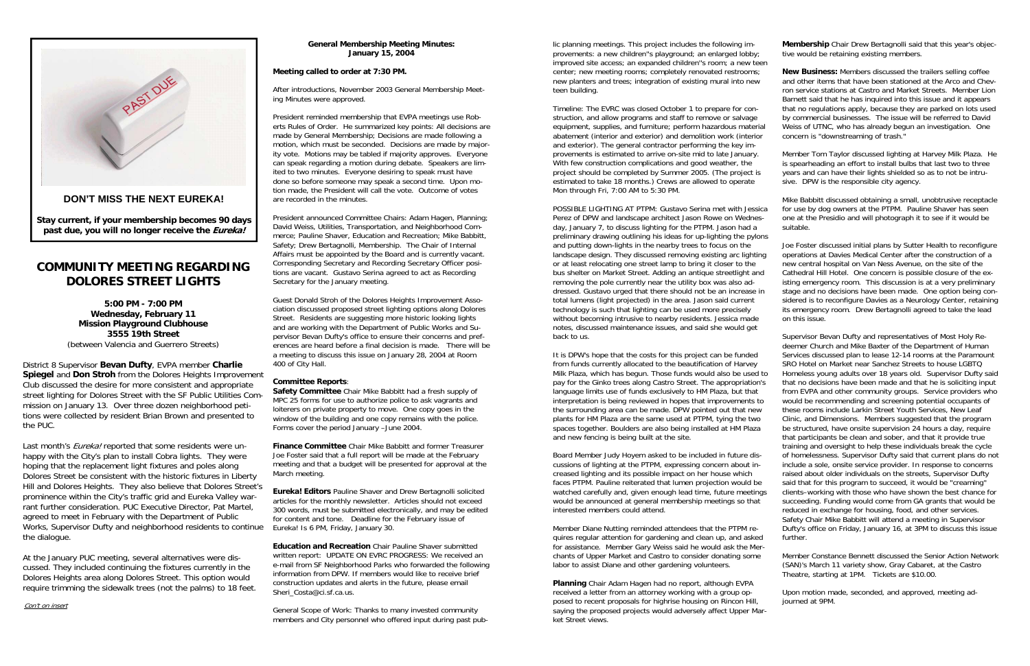**DON'T MISS THE NEXT EUREKA!**

**Stay current, if your membership becomes 90 days past due, you will no longer receive the *Eureka!***

# COMMUNITY MEETING REGARDING DOLORES STREET LIGHTS

**5:00 PM - 7:00 PM**
**Wednesday, February 11**
**Mission Playground Clubhouse**
**3555 19th Street**
(between Valencia and Guerrero Streets)

District 8 Supervisor **Bevan Dufty**, EVPA member **Charlie Spiegel** and **Don Stroh** from the Dolores Heights Improvement Club discussed the desire for more consistent and appropriate street lighting for Dolores Street with the SF Public Utilities Commission on January 13. Over three dozen neighborhood petitions were collected by resident Brian Brown and presented to the PUC.

Last month's *Eureka!* reported that some residents were unhappy with the City's plan to install Cobra lights. They were hoping that the replacement light fixtures and poles along Dolores Street be consistent with the historic fixtures in Liberty Hill and Dolores Heights. They also believe that Dolores Street's prominence within the City's traffic grid and Eureka Valley warrant further consideration. PUC Executive Director, Pat Martel, agreed to meet in February with the Department of Public Works, Supervisor Dufty and neighborhood residents to continue the dialogue.

At the January PUC meeting, several alternatives were discussed. They included continuing the fixtures currently in the Dolores Heights area along Dolores Street. This option would require trimming the sidewalk trees (not the palms) to 18 feet.

Con't on insert

**General Membership Meeting Minutes:**
**January 15, 2004**

**Meeting called to order at 7:30 PM.**

After introductions, November 2003 General Membership Meeting Minutes were approved.

President reminded membership that EVPA meetings use Roberts Rules of Order. He summarized key points: All decisions are made by General Membership; Decisions are made following a motion, which must be seconded. Decisions are made by majority vote. Motions may be tabled if majority approves. Everyone can speak regarding a motion during debate. Speakers are limited to two minutes. Everyone desiring to speak must have done so before someone may speak a second time. Upon motion made, the President will call the vote. Outcome of votes are recorded in the minutes.

President announced Committee Chairs: Adam Hagen, Planning; David Weiss, Utilities, Transportation, and Neighborhood Commerce; Pauline Shaver, Education and Recreation; Mike Babbitt, Safety; Drew Bertagnolli, Membership. The Chair of Internal Affairs must be appointed by the Board and is currently vacant. Corresponding Secretary and Recording Secretary Officer positions are vacant. Gustavo Serina agreed to act as Recording Secretary for the January meeting.

Guest Donald Stroh of the Dolores Heights Improvement Association discussed proposed street lighting options along Dolores Street. Residents are suggesting more historic looking lights and are working with the Department of Public Works and Supervisor Bevan Dufty's office to ensure their concerns and preferences are heard before a final decision is made. There will be a meeting to discuss this issue on January 28, 2004 at Room 400 of City Hall.

**Committee Reports**:

**Safety Committee** Chair Mike Babbitt had a fresh supply of MPC 25 forms for use to authorize police to ask vagrants and loiterers on private property to move. One copy goes in the window of the building and one copy remains with the police. Forms cover the period January –June 2004.

**Finance Committee** Chair Mike Babbitt and former Treasurer Joe Foster said that a full report will be made at the February meeting and that a budget will be presented for approval at the March meeting.

**Eureka! Editors** Pauline Shaver and Drew Bertagnolli solicited articles for the monthly newsletter. Articles should not exceed 300 words, must be submitted electronically, and may be edited for content and tone. Deadline for the February issue of Eureka! Is 6 PM, Friday, January 30.

**Education and Recreation** Chair Pauline Shaver submitted written report: UPDATE ON EVRC PROGRESS: We received an e-mail from SF Neighborhood Parks who forwarded the following information from DPW. If members would like to receive brief construction updates and alerts in the future, please email Sheri_Costa@ci.sf.ca.us.

General Scope of Work: Thanks to many invested community members and City personnel who offered input during past public planning meetings. This project includes the following improvements: a new children''s playground; an enlarged lobby; improved site access; an expanded children''s room; a new teen center; new meeting rooms; completely renovated restrooms; new planters and trees; integration of existing mural into new teen building.

Timeline: The EVRC was closed October 1 to prepare for construction, and allow programs and staff to remove or salvage equipment, supplies, and furniture; perform hazardous material abatement (interior and exterior) and demolition work (interior and exterior). The general contractor performing the key improvements is estimated to arrive on-site mid to late January. With few construction complications and good weather, the project should be completed by Summer 2005. (The project is estimated to take 18 months.) Crews are allowed to operate Mon through Fri, 7:00 AM to 5:30 PM.

POSSIBLE LIGHTING AT PTPM: Gustavo Serina met with Jessica Perez of DPW and landscape architect Jason Rowe on Wednesday, January 7, to discuss lighting for the PTPM. Jason had a preliminary drawing outlining his ideas for up-lighting the pylons and putting down-lights in the nearby trees to focus on the landscape design. They discussed removing existing arc lighting or at least relocating one street lamp to bring it closer to the bus shelter on Market Street. Adding an antique streetlight and removing the pole currently near the utility box was also addressed. Gustavo urged that there should not be an increase in total lumens (light projected) in the area. Jason said current technology is such that lighting can be used more precisely without becoming intrusive to nearby residents. Jessica made notes, discussed maintenance issues, and said she would get back to us.

It is DPW's hope that the costs for this project can be funded from funds currently allocated to the beautification of Harvey Milk Plaza, which has begun. Those funds would also be used to pay for the Ginko trees along Castro Street. The appropriation's language limits use of funds exclusively to HM Plaza, but that interpretation is being reviewed in hopes that improvements to the surrounding area can be made. DPW pointed out that new plants for HM Plaza are the same used at PTPM, tying the two spaces together. Boulders are also being installed at HM Plaza and new fencing is being built at the site.

Board Member Judy Hoyem asked to be included in future discussions of lighting at the PTPM, expressing concern about increased lighting and its possible impact on her house which faces PTPM. Pauline reiterated that lumen projection would be watched carefully and, given enough lead time, future meetings would be announced at general membership meetings so that interested members could attend.

Member Diane Nutting reminded attendees that the PTPM requires regular attention for gardening and clean up, and asked for assistance. Member Gary Weiss said he would ask the Merchants of Upper Market and Castro to consider donating some labor to assist Diane and other gardening volunteers.

**Planning** Chair Adam Hagen had no report, although EVPA received a letter from an attorney working with a group opposed to recent proposals for highrise housing on Rincon Hill, saying the proposed projects would adversely affect Upper Market Street views.

**Membership** Chair Drew Bertagnolli said that this year's objective would be retaining existing members.

**New Business:** Members discussed the trailers selling coffee and other items that have been stationed at the Arco and Chevron service stations at Castro and Market Streets. Member Lion Barnett said that he has inquired into this issue and it appears that no regulations apply, because they are parked on lots used by commercial businesses. The issue will be referred to David Weiss of UTNC, who has already begun an investigation. One concern is "downstreaming of trash."

Member Tom Taylor discussed lighting at Harvey Milk Plaza. He is spearheading an effort to install bulbs that last two to three years and can have their lights shielded so as to not be intrusive. DPW is the responsible city agency.

Mike Babbitt discussed obtaining a small, unobtrusive receptacle for use by dog owners at the PTPM. Pauline Shaver has seen one at the Presidio and will photograph it to see if it would be suitable.

Joe Foster discussed initial plans by Sutter Health to reconfigure operations at Davies Medical Center after the construction of a new central hospital on Van Ness Avenue, on the site of the Cathedral Hill Hotel. One concern is possible closure of the existing emergency room. This discussion is at a very preliminary stage and no decisions have been made. One option being considered is to reconfigure Davies as a Neurology Center, retaining its emergency room. Drew Bertagnolli agreed to take the lead on this issue.

Supervisor Bevan Dufty and representatives of Most Holy Redeemer Church and Mike Baxter of the Department of Human Services discussed plan to lease 12-14 rooms at the Paramount SRO Hotel on Market near Sanchez Streets to house LGBTQ Homeless young adults over 18 years old. Supervisor Dufty said that no decisions have been made and that he is soliciting input from EVPA and other community groups. Service providers who would be recommending and screening potential occupants of these rooms include Larkin Street Youth Services, New Leaf Clinic, and Dimensions. Members suggested that the program be structured, have onsite supervision 24 hours a day, require that participants be clean and sober, and that it provide true training and oversight to help these individuals break the cycle of homelessness. Supervisor Dufty said that current plans do not include a sole, onsite service provider. In response to concerns raised about older individuals on the streets, Supervisor Dufty said that for this program to succeed, it would be "creaming" clients–working with those who have shown the best chance for succeeding. Funding would come from GA grants that would be reduced in exchange for housing, food, and other services. Safety Chair Mike Babbitt will attend a meeting in Supervisor Dufty's office on Friday, January 16, at 3PM to discuss this issue further.

Member Constance Bennett discussed the Senior Action Network (SAN)'s March 11 variety show, Gray Cabaret, at the Castro Theatre, starting at 1PM. Tickets are $10.00.

Upon motion made, seconded, and approved, meeting adjourned at 9PM.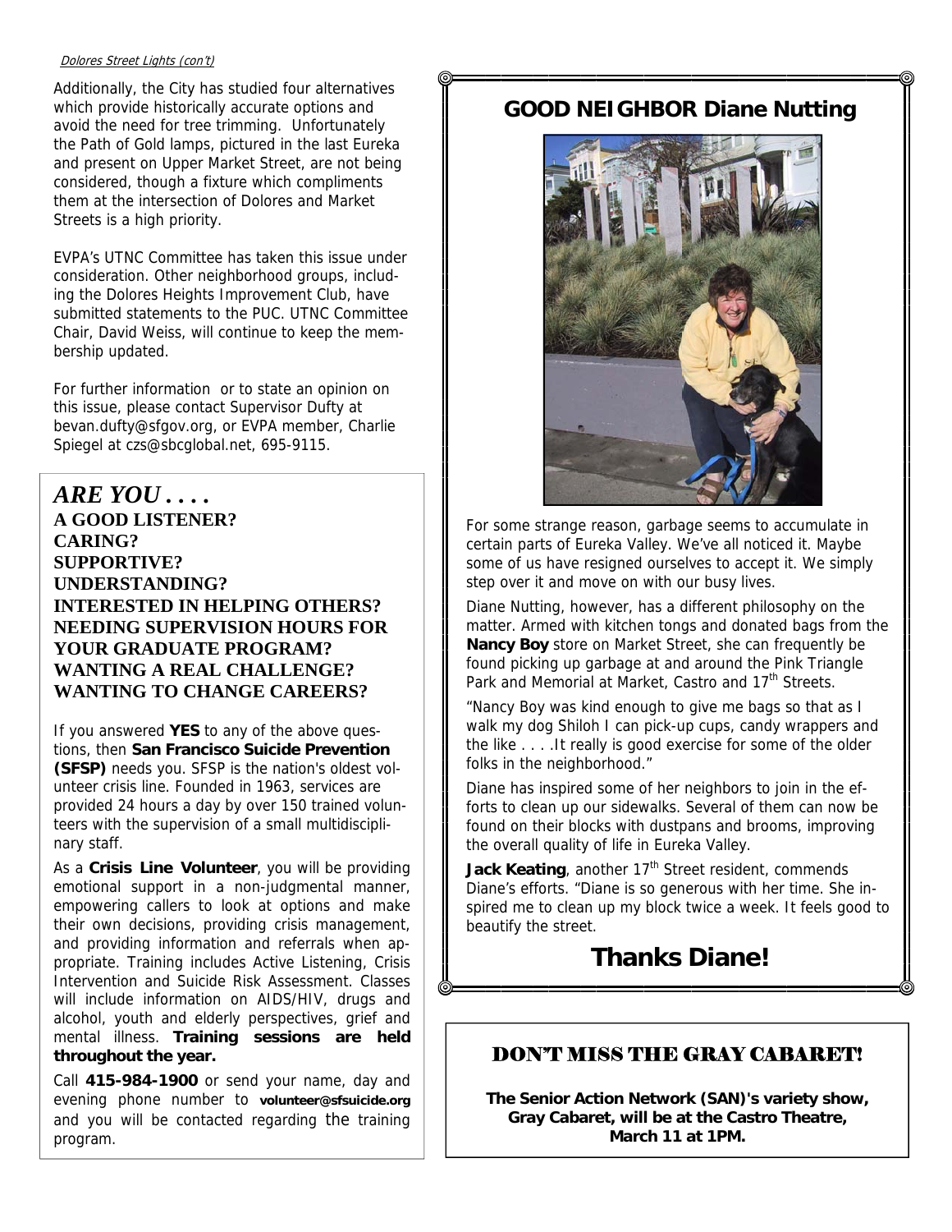*Dolores Street Lights (con't)*

Additionally, the City has studied four alternatives which provide historically accurate options and avoid the need for tree trimming. Unfortunately the Path of Gold lamps, pictured in the last Eureka and present on Upper Market Street, are not being considered, though a fixture which compliments them at the intersection of Dolores and Market Streets is a high priority.

EVPA's UTNC Committee has taken this issue under consideration. Other neighborhood groups, including the Dolores Heights Improvement Club, have submitted statements to the PUC. UTNC Committee Chair, David Weiss, will continue to keep the membership updated.

For further information or to state an opinion on this issue, please contact Supervisor Dufty at bevan.dufty@sfgov.org, or EVPA member, Charlie Spiegel at czs@sbcglobal.net, 695-9115.

## *ARE YOU . . . .*

**A GOOD LISTENER?**
**CARING?**
**SUPPORTIVE?**
**UNDERSTANDING?**
**INTERESTED IN HELPING OTHERS?**
**NEEDING SUPERVISION HOURS FOR YOUR GRADUATE PROGRAM?**
**WANTING A REAL CHALLENGE?**
**WANTING TO CHANGE CAREERS?**

If you answered **YES** to any of the above questions, then **San Francisco Suicide Prevention (SFSP)** needs you. SFSP is the nation's oldest volunteer crisis line. Founded in 1963, services are provided 24 hours a day by over 150 trained volunteers with the supervision of a small multidisciplinary staff.

As a **Crisis Line Volunteer**, you will be providing emotional support in a non-judgmental manner, empowering callers to look at options and make their own decisions, providing crisis management, and providing information and referrals when appropriate. Training includes Active Listening, Crisis Intervention and Suicide Risk Assessment. Classes will include information on AIDS/HIV, drugs and alcohol, youth and elderly perspectives, grief and mental illness. **Training sessions are held throughout the year.**

Call **415-984-1900** or send your name, day and evening phone number to **volunteer@sfsuicide.org** and you will be contacted regarding the training program.

## GOOD NEIGHBOR Diane Nutting

For some strange reason, garbage seems to accumulate in certain parts of Eureka Valley. We've all noticed it. Maybe some of us have resigned ourselves to accept it. We simply step over it and move on with our busy lives.

Diane Nutting, however, has a different philosophy on the matter. Armed with kitchen tongs and donated bags from the **Nancy Boy** store on Market Street, she can frequently be found picking up garbage at and around the Pink Triangle Park and Memorial at Market, Castro and 17th Streets.

"Nancy Boy was kind enough to give me bags so that as I walk my dog Shiloh I can pick-up cups, candy wrappers and the like . . . .It really is good exercise for some of the older folks in the neighborhood."

Diane has inspired some of her neighbors to join in the efforts to clean up our sidewalks. Several of them can now be found on their blocks with dustpans and brooms, improving the overall quality of life in Eureka Valley.

**Jack Keating**, another 17th Street resident, commends Diane's efforts. "Diane is so generous with her time. She inspired me to clean up my block twice a week. It feels good to beautify the street.

## Thanks Diane!

## DON'T MISS THE GRAY CABARET!

**The Senior Action Network (SAN)'s variety show, Gray Cabaret, will be at the Castro Theatre, March 11 at 1PM.**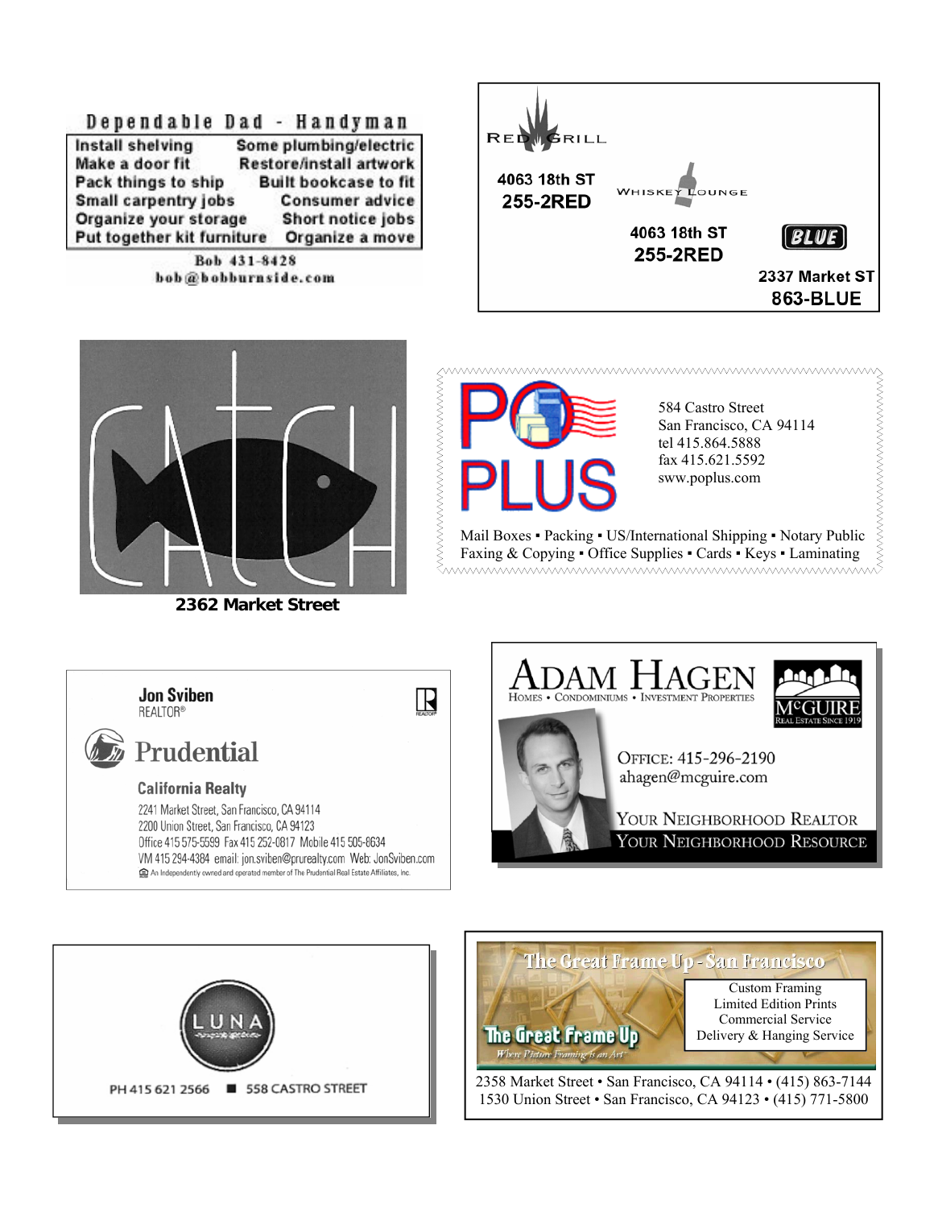**Dependable Dad - Handyman**

| | |
|---|---|
| Install shelving | Some plumbing/electric |
| Make a door fit | Restore/install artwork |
| Pack things to ship | Built bookcase to fit |
| Small carpentry jobs | Consumer advice |
| Organize your storage | Short notice jobs |
| Put together kit furniture | Organize a move |

Bob 431-8428
bob@bobburnside.com

RED GRILL
4063 18th ST
255-2RED

WHISKEY LOUNGE
4063 18th ST
255-2RED

BLUE
2337 Market ST
863-BLUE

CATCH
2362 Market Street

PO PLUS
584 Castro Street
San Francisco, CA 94114
tel 415.864.5888
fax 415.621.5592
sww.poplus.com

Mail Boxes ▪ Packing ▪ US/International Shipping ▪ Notary Public
Faxing & Copying ▪ Office Supplies ▪ Cards ▪ Keys ▪ Laminating

Jon Sviben
REALTOR®
Prudential
California Realty
2241 Market Street, San Francisco, CA 94114
2200 Union Street, San Francisco, CA 94123
Office 415 575-5599 Fax 415 252-0817 Mobile 415 505-8634
VM 415 294-4384 email: jon.sviben@prurealty.com Web: JonSviben.com
An Independently owned and operated member of The Prudential Real Estate Affiliates, Inc.

ADAM HAGEN
HOMES • CONDOMINIUMS • INVESTMENT PROPERTIES
McGUIRE REAL ESTATE SINCE 1919
OFFICE: 415-296-2190
ahagen@mcguire.com
YOUR NEIGHBORHOOD REALTOR
YOUR NEIGHBORHOOD RESOURCE

LUNA
PH 415 621 2566 ■ 558 CASTRO STREET

The Great Frame Up - San Francisco
The Great Frame Up
Where Picture Framing is an Art
Custom Framing
Limited Edition Prints
Commercial Service
Delivery & Hanging Service

2358 Market Street • San Francisco, CA 94114 • (415) 863-7144
1530 Union Street • San Francisco, CA 94123 • (415) 771-5800